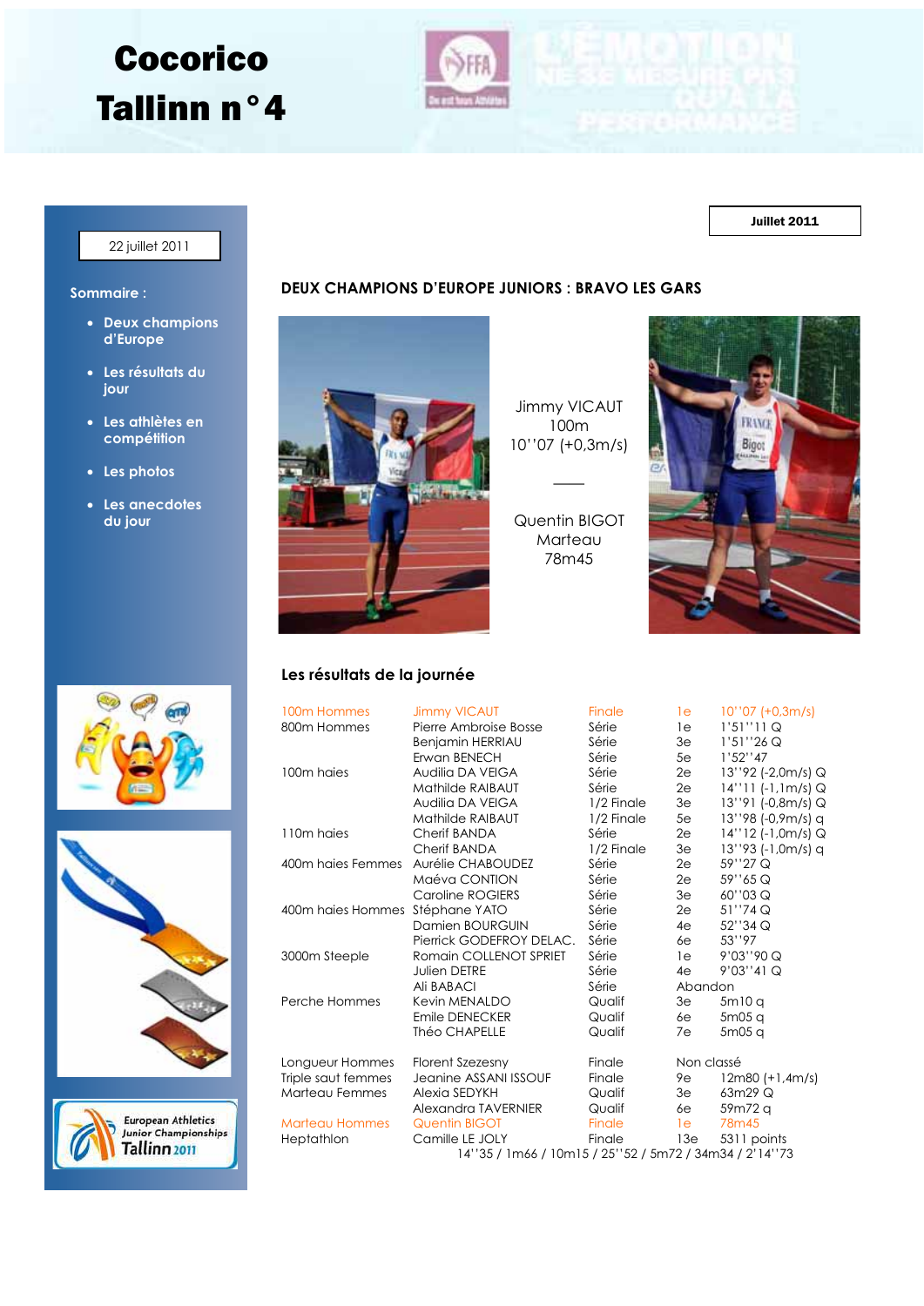# Cocorico

# Tallinn n°4

22 juillet 2011

Juillet 2011

**Sommaire :**

- Deux champions d'Europe
- Les résultats du jour
- Les athlètes en compétition
- Les photos
- Les anecdotes du jour

## DEUX CHAMPIONS D'EUROPE JUNIORS : BRAVO LES GARS

Jimmy VICAUT
100m
10''07 (+0,3m/s)

Quentin BIGOT
Marteau
78m45

### Les résultats de la journée

| Épreuve | Athlète | Tour | Place | Performance |
|---|---|---|---|---|
| 100m Hommes | Jimmy VICAUT | Finale | 1e | 10''07 (+0,3m/s) |
| 800m Hommes | Pierre Ambroise Bosse | Série | 1e | 1'51''11 Q |
| | Benjamin HERRIAU | Série | 3e | 1'51''26 Q |
| | Erwan BENECH | Série | 5e | 1'52''47 |
| 100m haies | Audilia DA VEIGA | Série | 2e | 13''92 (-2,0m/s) Q |
| | Mathilde RAIBAUT | Série | 2e | 14''11 (-1,1m/s) Q |
| | Audilia DA VEIGA | 1/2 Finale | 3e | 13''91 (-0,8m/s) Q |
| | Mathilde RAIBAUT | 1/2 Finale | 5e | 13''98 (-0,9m/s) q |
| 110m haies | Cherif BANDA | Série | 2e | 14''12 (-1,0m/s) Q |
| | Cherif BANDA | 1/2 Finale | 3e | 13''93 (-1,0m/s) q |
| 400m haies Femmes | Aurélie CHABOUDEZ | Série | 2e | 59''27 Q |
| | Maéva CONTION | Série | 2e | 59''65 Q |
| | Caroline ROGIERS | Série | 3e | 60''03 Q |
| 400m haies Hommes | Stéphane YATO | Série | 2e | 51''74 Q |
| | Damien BOURGUIN | Série | 4e | 52''34 Q |
| | Pierrick GODEFROY DELAC. | Série | 6e | 53''97 |
| 3000m Steeple | Romain COLLENOT SPRIET | Série | 1e | 9'03''90 Q |
| | Julien DETRE | Série | 4e | 9'03''41 Q |
| | Ali BABACI | Série | Abandon | |
| Perche Hommes | Kevin MENALDO | Qualif | 3e | 5m10 q |
| | Emile DENECKER | Qualif | 6e | 5m05 q |
| | Théo CHAPELLE | Qualif | 7e | 5m05 q |
| Longueur Hommes | Florent Szezesny | Finale | Non classé | |
| Triple saut femmes | Jeanine ASSANI ISSOUF | Finale | 9e | 12m80 (+1,4m/s) |
| Marteau Femmes | Alexia SEDYKH | Qualif | 3e | 63m29 Q |
| | Alexandra TAVERNIER | Qualif | 6e | 59m72 q |
| Marteau Hommes | Quentin BIGOT | Finale | 1e | 78m45 |
| Heptathlon | Camille LE JOLY | Finale | 13e | 5311 points |

14''35 / 1m66 / 10m15 / 25''52 / 5m72 / 34m34 / 2'14''73

European Athletics Junior Championships Tallinn 2011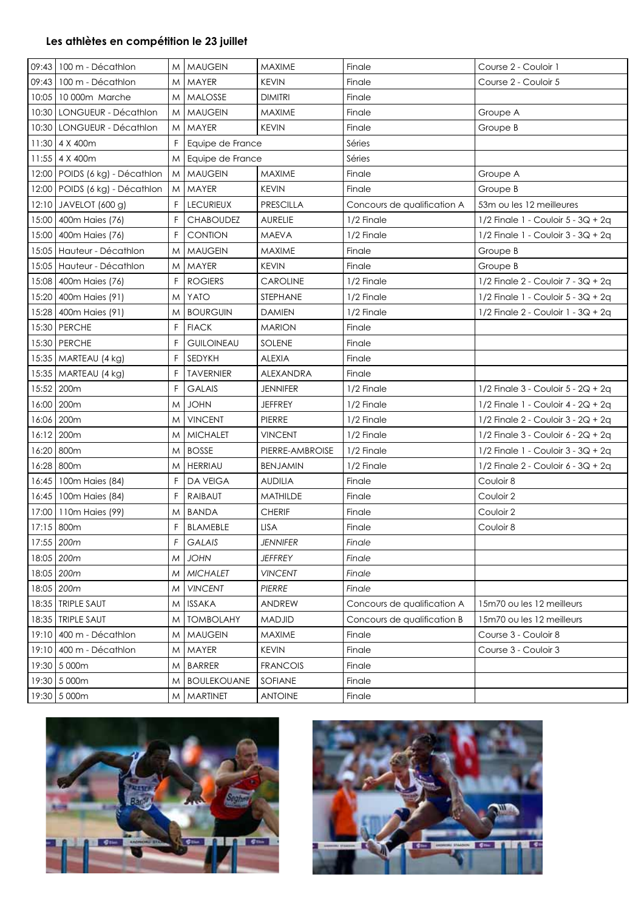**Les athlètes en compétition le 23 juillet**

| | | | | | | |
|---|---|---|---|---|---|---|
| 09:43 | 100 m - Décathlon | M | MAUGEIN | MAXIME | Finale | Course 2 - Couloir 1 |
| 09:43 | 100 m - Décathlon | M | MAYER | KEVIN | Finale | Course 2 - Couloir 5 |
| 10:05 | 10 000m Marche | M | MALOSSE | DIMITRI | Finale | |
| 10:30 | LONGUEUR - Décathlon | M | MAUGEIN | MAXIME | Finale | Groupe A |
| 10:30 | LONGUEUR - Décathlon | M | MAYER | KEVIN | Finale | Groupe B |
| 11:30 | 4 X 400m | F | Equipe de France | | Séries | |
| 11:55 | 4 X 400m | M | Equipe de France | | Séries | |
| 12:00 | POIDS (6 kg) - Décathlon | M | MAUGEIN | MAXIME | Finale | Groupe A |
| 12:00 | POIDS (6 kg) - Décathlon | M | MAYER | KEVIN | Finale | Groupe B |
| 12:10 | JAVELOT (600 g) | F | LECURIEUX | PRESCILLA | Concours de qualification A | 53m ou les 12 meilleures |
| 15:00 | 400m Haies (76) | F | CHABOUDEZ | AURELIE | 1/2 Finale | 1/2 Finale 1 - Couloir 5 - 3Q + 2q |
| 15:00 | 400m Haies (76) | F | CONTION | MAEVA | 1/2 Finale | 1/2 Finale 1 - Couloir 3 - 3Q + 2q |
| 15:05 | Hauteur - Décathlon | M | MAUGEIN | MAXIME | Finale | Groupe B |
| 15:05 | Hauteur - Décathlon | M | MAYER | KEVIN | Finale | Groupe B |
| 15:08 | 400m Haies (76) | F | ROGIERS | CAROLINE | 1/2 Finale | 1/2 Finale 2 - Couloir 7 - 3Q + 2q |
| 15:20 | 400m Haies (91) | M | YATO | STEPHANE | 1/2 Finale | 1/2 Finale 1 - Couloir 5 - 3Q + 2q |
| 15:28 | 400m Haies (91) | M | BOURGUIN | DAMIEN | 1/2 Finale | 1/2 Finale 2 - Couloir 1 - 3Q + 2q |
| 15:30 | PERCHE | F | FIACK | MARION | Finale | |
| 15:30 | PERCHE | F | GUILOINEAU | SOLENE | Finale | |
| 15:35 | MARTEAU (4 kg) | F | SEDYKH | ALEXIA | Finale | |
| 15:35 | MARTEAU (4 kg) | F | TAVERNIER | ALEXANDRA | Finale | |
| 15:52 | 200m | F | GALAIS | JENNIFER | 1/2 Finale | 1/2 Finale 3 - Couloir 5 - 2Q + 2q |
| 16:00 | 200m | M | JOHN | JEFFREY | 1/2 Finale | 1/2 Finale 1 - Couloir 4 - 2Q + 2q |
| 16:06 | 200m | M | VINCENT | PIERRE | 1/2 Finale | 1/2 Finale 2 - Couloir 3 - 2Q + 2q |
| 16:12 | 200m | M | MICHALET | VINCENT | 1/2 Finale | 1/2 Finale 3 - Couloir 6 - 2Q + 2q |
| 16:20 | 800m | M | BOSSE | PIERRE-AMBROISE | 1/2 Finale | 1/2 Finale 1 - Couloir 3 - 3Q + 2q |
| 16:28 | 800m | M | HERRIAU | BENJAMIN | 1/2 Finale | 1/2 Finale 2 - Couloir 6 - 3Q + 2q |
| 16:45 | 100m Haies (84) | F | DA VEIGA | AUDILIA | Finale | Couloir 8 |
| 16:45 | 100m Haies (84) | F | RAIBAUT | MATHILDE | Finale | Couloir 2 |
| 17:00 | 110m Haies (99) | M | BANDA | CHERIF | Finale | Couloir 2 |
| 17:15 | 800m | F | BLAMEBLE | LISA | Finale | Couloir 8 |
| *17:55* | *200m* | *F* | *GALAIS* | *JENNIFER* | *Finale* | |
| *18:05* | *200m* | *M* | *JOHN* | *JEFFREY* | *Finale* | |
| *18:05* | *200m* | *M* | *MICHALET* | *VINCENT* | *Finale* | |
| *18:05* | *200m* | *M* | *VINCENT* | *PIERRE* | *Finale* | |
| 18:35 | TRIPLE SAUT | M | ISSAKA | ANDREW | Concours de qualification A | 15m70 ou les 12 meilleurs |
| 18:35 | TRIPLE SAUT | M | TOMBOLAHY | MADJID | Concours de qualification B | 15m70 ou les 12 meilleurs |
| 19:10 | 400 m - Décathlon | M | MAUGEIN | MAXIME | Finale | Course 3 - Couloir 8 |
| 19:10 | 400 m - Décathlon | M | MAYER | KEVIN | Finale | Course 3 - Couloir 3 |
| 19:30 | 5 000m | M | BARRER | FRANCOIS | Finale | |
| 19:30 | 5 000m | M | BOULEKOUANE | SOFIANE | Finale | |
| 19:30 | 5 000m | M | MARTINET | ANTOINE | Finale | |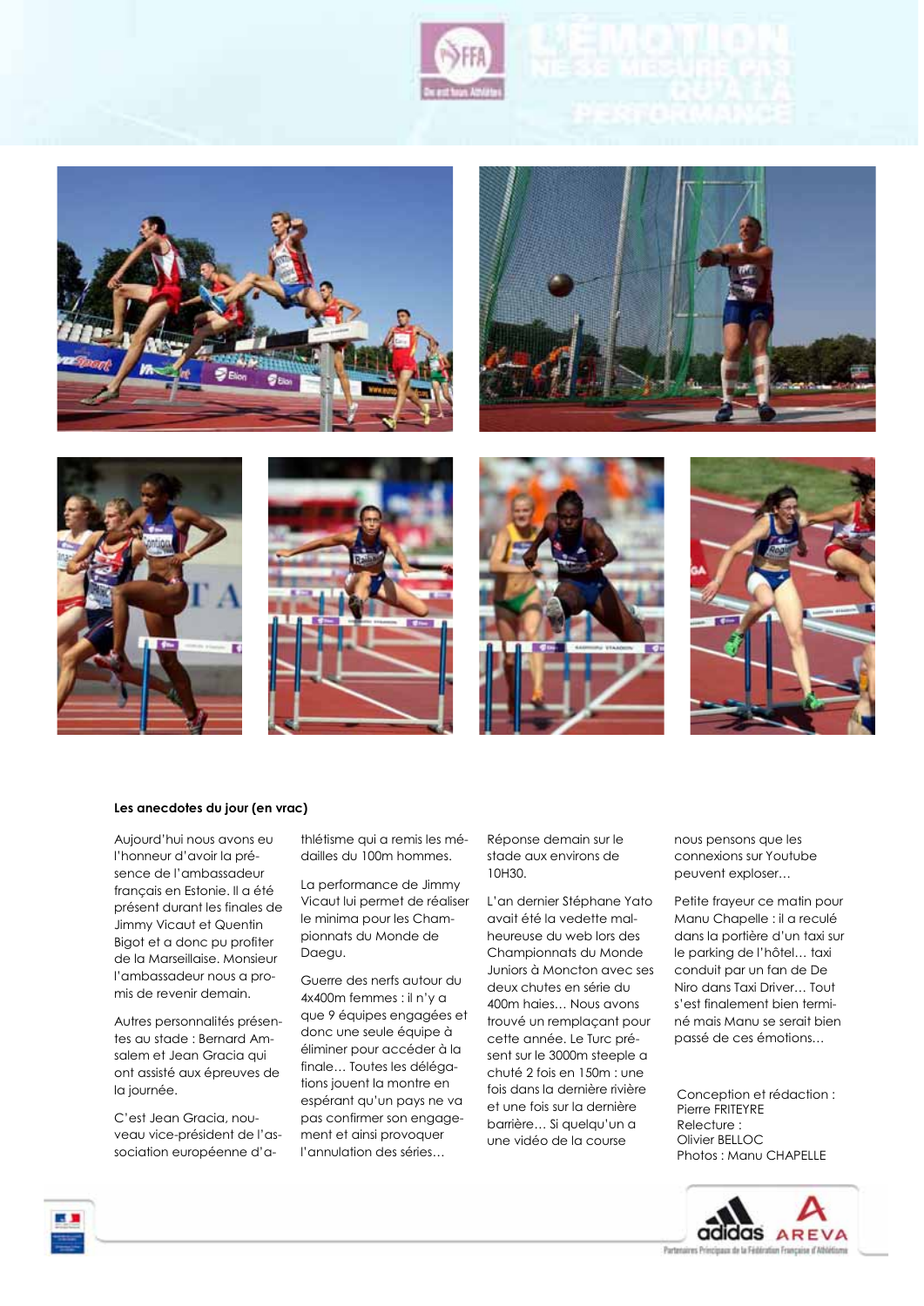### Les anecdotes du jour (en vrac)

Aujourd'hui nous avons eu l'honneur d'avoir la présence de l'ambassadeur français en Estonie. Il a été présent durant les finales de Jimmy Vicaut et Quentin Bigot et a donc pu profiter de la Marseillaise. Monsieur l'ambassadeur nous a promis de revenir demain.

Autres personnalités présentes au stade : Bernard Amsalem et Jean Gracia qui ont assisté aux épreuves de la journée.

C'est Jean Gracia, nouveau vice-président de l'association européenne d'athlétisme qui a remis les médailles du 100m hommes.

La performance de Jimmy Vicaut lui permet de réaliser le minima pour les Championnats du Monde de Daegu.

Guerre des nerfs autour du 4x400m femmes : il n'y a que 9 équipes engagées et donc une seule équipe à éliminer pour accéder à la finale… Toutes les délégations jouent la montre en espérant qu'un pays ne va pas confirmer son engagement et ainsi provoquer l'annulation des séries… Réponse demain sur le stade aux environs de 10H30.

L'an dernier Stéphane Yato avait été la vedette malheureuse du web lors des Championnats du Monde Juniors à Moncton avec ses deux chutes en série du 400m haies… Nous avons trouvé un remplaçant pour cette année. Le Turc présent sur le 3000m steeple a chuté 2 fois en 150m : une fois dans la dernière rivière et une fois sur la dernière barrière… Si quelqu'un a une vidéo de la course nous pensons que les connexions sur Youtube peuvent exploser…

Petite frayeur ce matin pour Manu Chapelle : il a reculé dans la portière d'un taxi sur le parking de l'hôtel… taxi conduit par un fan de De Niro dans Taxi Driver… Tout s'est finalement bien terminé mais Manu se serait bien passé de ces émotions…

Conception et rédaction : Pierre FRITEYRE
Relecture : Olivier BELLOC
Photos : Manu CHAPELLE